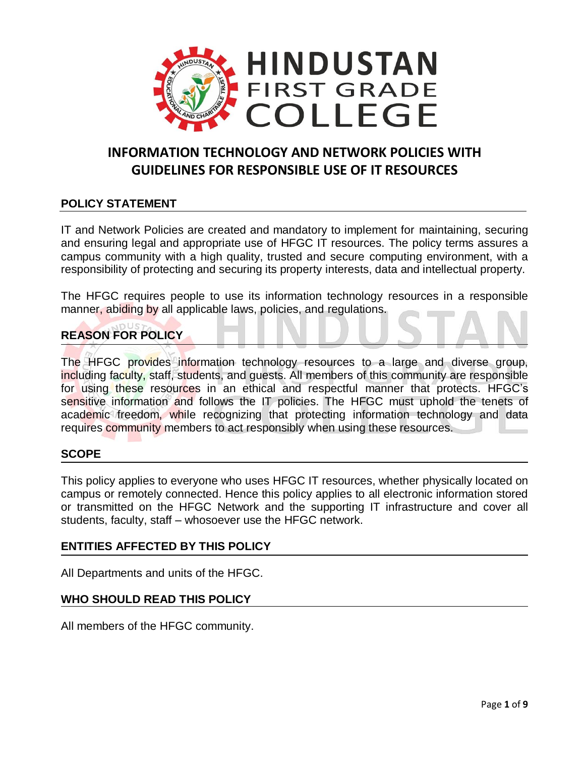# HINDUSTAN FIRST GRADE COLLEGE

## INFORMATION TECHNOLOGY AND NETWORK POLICIES WITH GUIDELINES FOR RESPONSIBLE USE OF IT RESOURCES

### POLICY STATEMENT

IT and Network Policies are created and mandatory to implement for maintaining, securing and ensuring legal and appropriate use of HFGC IT resources. The policy terms assures a campus community with a high quality, trusted and secure computing environment, with a responsibility of protecting and securing its property interests, data and intellectual property.

The HFGC requires people to use its information technology resources in a responsible manner, abiding by all applicable laws, policies, and regulations.

### REASON FOR POLICY

The HFGC provides information technology resources to a large and diverse group, including faculty, staff, students, and guests. All members of this community are responsible for using these resources in an ethical and respectful manner that protects. HFGC's sensitive information and follows the IT policies. The HFGC must uphold the tenets of academic freedom, while recognizing that protecting information technology and data requires community members to act responsibly when using these resources.

### SCOPE

This policy applies to everyone who uses HFGC IT resources, whether physically located on campus or remotely connected. Hence this policy applies to all electronic information stored or transmitted on the HFGC Network and the supporting IT infrastructure and cover all students, faculty, staff – whosoever use the HFGC network.

### ENTITIES AFFECTED BY THIS POLICY

All Departments and units of the HFGC.

### WHO SHOULD READ THIS POLICY

All members of the HFGC community.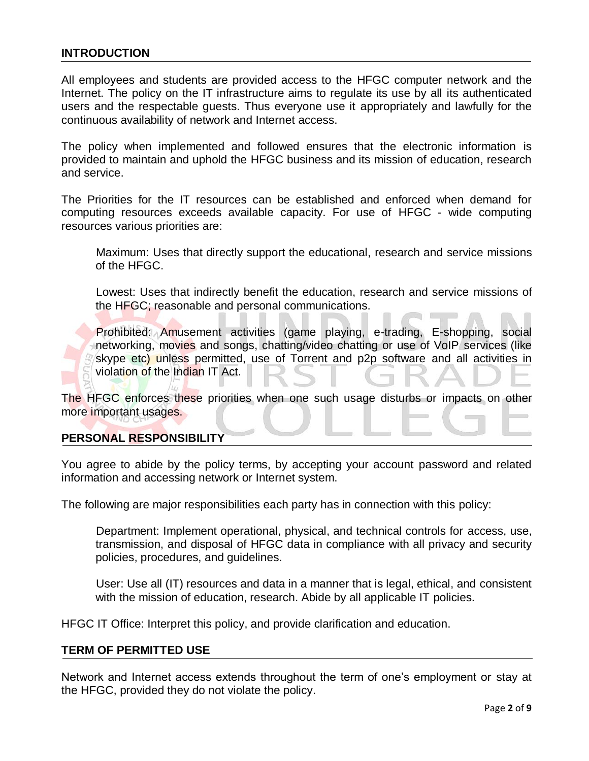## INTRODUCTION

All employees and students are provided access to the HFGC computer network and the Internet. The policy on the IT infrastructure aims to regulate its use by all its authenticated users and the respectable guests. Thus everyone use it appropriately and lawfully for the continuous availability of network and Internet access.

The policy when implemented and followed ensures that the electronic information is provided to maintain and uphold the HFGC business and its mission of education, research and service.

The Priorities for the IT resources can be established and enforced when demand for computing resources exceeds available capacity. For use of HFGC - wide computing resources various priorities are:

> Maximum: Uses that directly support the educational, research and service missions of the HFGC.
>
> Lowest: Uses that indirectly benefit the education, research and service missions of the HFGC; reasonable and personal communications.
>
> Prohibited: Amusement activities (game playing, e-trading, E-shopping, social networking, movies and songs, chatting/video chatting or use of VoIP services (like skype etc) unless permitted, use of Torrent and p2p software and all activities in violation of the Indian IT Act.

The HFGC enforces these priorities when one such usage disturbs or impacts on other more important usages.

## PERSONAL RESPONSIBILITY

You agree to abide by the policy terms, by accepting your account password and related information and accessing network or Internet system.

The following are major responsibilities each party has in connection with this policy:

> Department: Implement operational, physical, and technical controls for access, use, transmission, and disposal of HFGC data in compliance with all privacy and security policies, procedures, and guidelines.
>
> User: Use all (IT) resources and data in a manner that is legal, ethical, and consistent with the mission of education, research. Abide by all applicable IT policies.

HFGC IT Office: Interpret this policy, and provide clarification and education.

## TERM OF PERMITTED USE

Network and Internet access extends throughout the term of one's employment or stay at the HFGC, provided they do not violate the policy.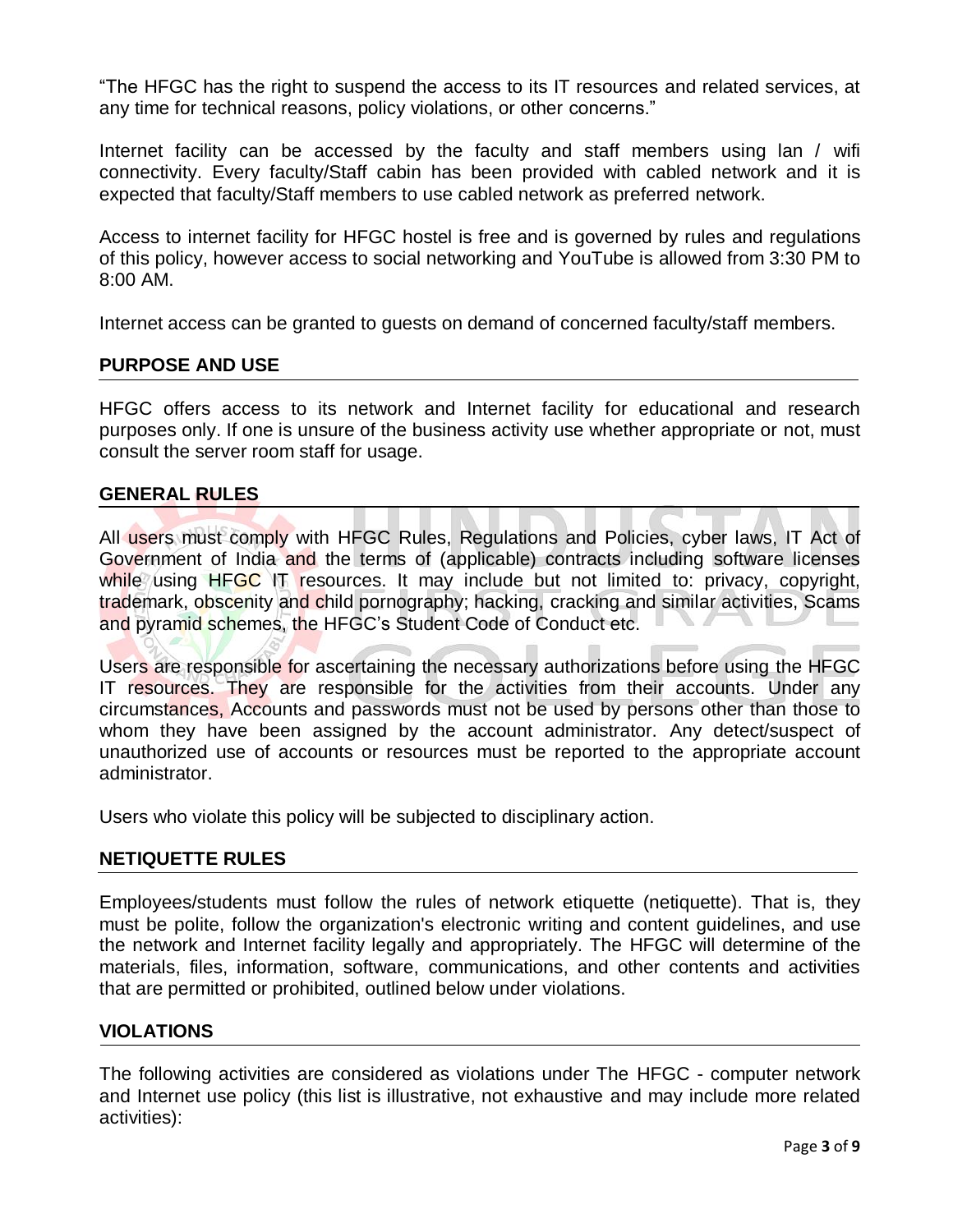"The HFGC has the right to suspend the access to its IT resources and related services, at any time for technical reasons, policy violations, or other concerns."

Internet facility can be accessed by the faculty and staff members using lan / wifi connectivity. Every faculty/Staff cabin has been provided with cabled network and it is expected that faculty/Staff members to use cabled network as preferred network.

Access to internet facility for HFGC hostel is free and is governed by rules and regulations of this policy, however access to social networking and YouTube is allowed from 3:30 PM to 8:00 AM.

Internet access can be granted to guests on demand of concerned faculty/staff members.

## PURPOSE AND USE

HFGC offers access to its network and Internet facility for educational and research purposes only. If one is unsure of the business activity use whether appropriate or not, must consult the server room staff for usage.

## GENERAL RULES

All users must comply with HFGC Rules, Regulations and Policies, cyber laws, IT Act of Government of India and the terms of (applicable) contracts including software licenses while using HFGC IT resources. It may include but not limited to: privacy, copyright, trademark, obscenity and child pornography; hacking, cracking and similar activities, Scams and pyramid schemes, the HFGC's Student Code of Conduct etc.

Users are responsible for ascertaining the necessary authorizations before using the HFGC IT resources. They are responsible for the activities from their accounts. Under any circumstances, Accounts and passwords must not be used by persons other than those to whom they have been assigned by the account administrator. Any detect/suspect of unauthorized use of accounts or resources must be reported to the appropriate account administrator.

Users who violate this policy will be subjected to disciplinary action.

## NETIQUETTE RULES

Employees/students must follow the rules of network etiquette (netiquette). That is, they must be polite, follow the organization's electronic writing and content guidelines, and use the network and Internet facility legally and appropriately. The HFGC will determine of the materials, files, information, software, communications, and other contents and activities that are permitted or prohibited, outlined below under violations.

## VIOLATIONS

The following activities are considered as violations under The HFGC - computer network and Internet use policy (this list is illustrative, not exhaustive and may include more related activities):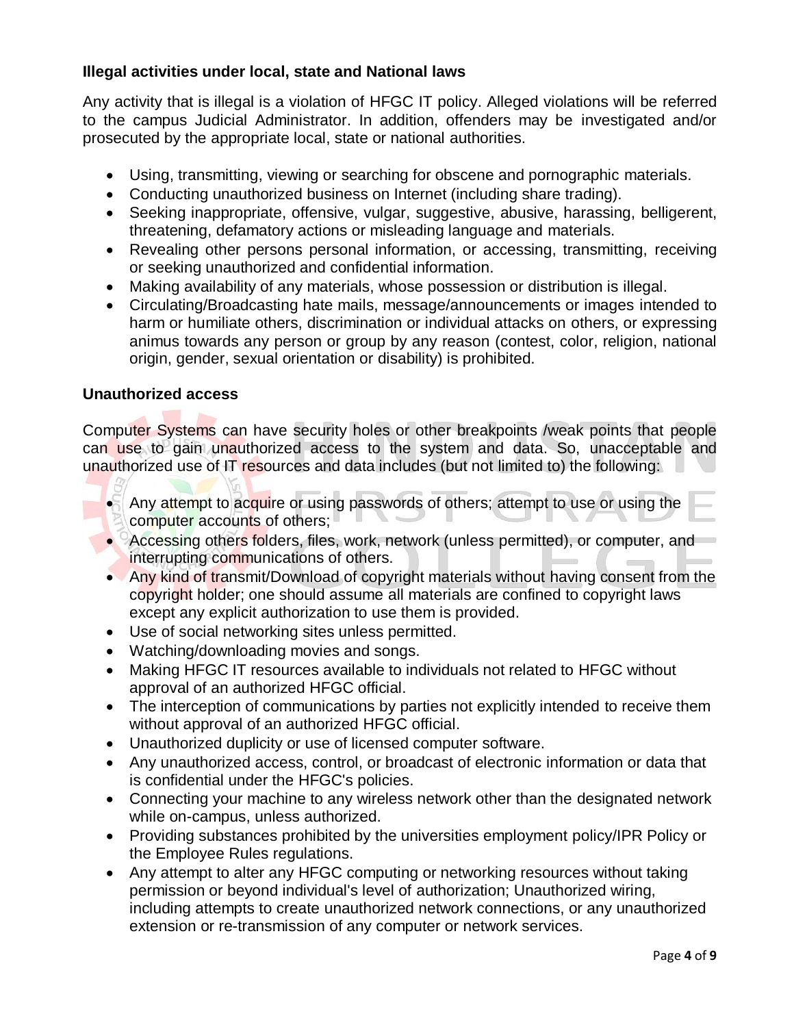**Illegal activities under local, state and National laws**

Any activity that is illegal is a violation of HFGC IT policy. Alleged violations will be referred to the campus Judicial Administrator. In addition, offenders may be investigated and/or prosecuted by the appropriate local, state or national authorities.

- Using, transmitting, viewing or searching for obscene and pornographic materials.
- Conducting unauthorized business on Internet (including share trading).
- Seeking inappropriate, offensive, vulgar, suggestive, abusive, harassing, belligerent, threatening, defamatory actions or misleading language and materials.
- Revealing other persons personal information, or accessing, transmitting, receiving or seeking unauthorized and confidential information.
- Making availability of any materials, whose possession or distribution is illegal.
- Circulating/Broadcasting hate mails, message/announcements or images intended to harm or humiliate others, discrimination or individual attacks on others, or expressing animus towards any person or group by any reason (contest, color, religion, national origin, gender, sexual orientation or disability) is prohibited.

**Unauthorized access**

Computer Systems can have security holes or other breakpoints /weak points that people can use to gain unauthorized access to the system and data. So, unacceptable and unauthorized use of IT resources and data includes (but not limited to) the following:

- Any attempt to acquire or using passwords of others; attempt to use or using the computer accounts of others;
- Accessing others folders, files, work, network (unless permitted), or computer, and interrupting communications of others.
- Any kind of transmit/Download of copyright materials without having consent from the copyright holder; one should assume all materials are confined to copyright laws except any explicit authorization to use them is provided.
- Use of social networking sites unless permitted.
- Watching/downloading movies and songs.
- Making HFGC IT resources available to individuals not related to HFGC without approval of an authorized HFGC official.
- The interception of communications by parties not explicitly intended to receive them without approval of an authorized HFGC official.
- Unauthorized duplicity or use of licensed computer software.
- Any unauthorized access, control, or broadcast of electronic information or data that is confidential under the HFGC's policies.
- Connecting your machine to any wireless network other than the designated network while on-campus, unless authorized.
- Providing substances prohibited by the universities employment policy/IPR Policy or the Employee Rules regulations.
- Any attempt to alter any HFGC computing or networking resources without taking permission or beyond individual's level of authorization; Unauthorized wiring, including attempts to create unauthorized network connections, or any unauthorized extension or re-transmission of any computer or network services.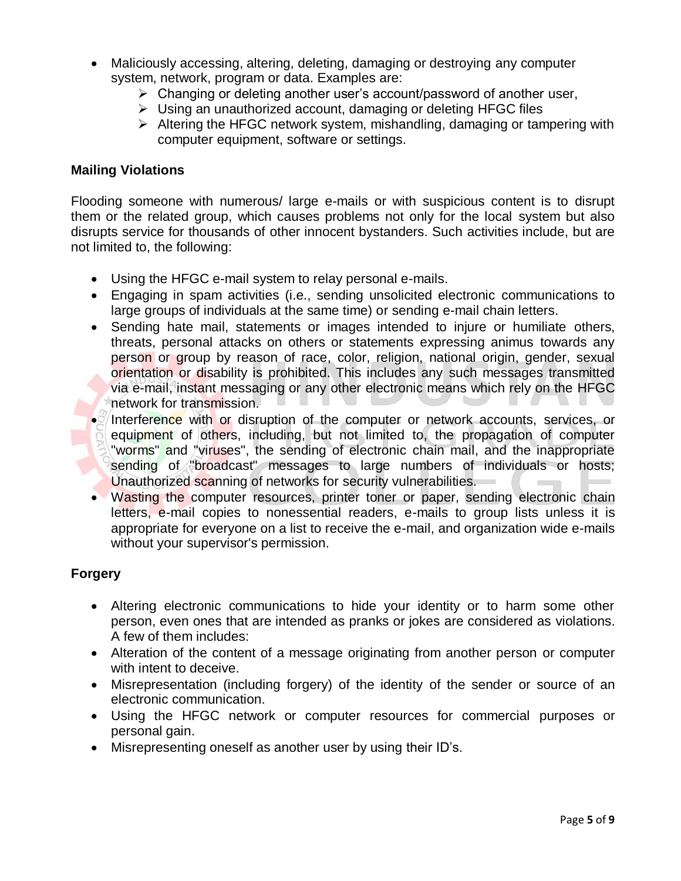- Maliciously accessing, altering, deleting, damaging or destroying any computer system, network, program or data. Examples are:
  - Changing or deleting another user's account/password of another user,
  - Using an unauthorized account, damaging or deleting HFGC files
  - Altering the HFGC network system, mishandling, damaging or tampering with computer equipment, software or settings.

**Mailing Violations**

Flooding someone with numerous/ large e-mails or with suspicious content is to disrupt them or the related group, which causes problems not only for the local system but also disrupts service for thousands of other innocent bystanders. Such activities include, but are not limited to, the following:

- Using the HFGC e-mail system to relay personal e-mails.
- Engaging in spam activities (i.e., sending unsolicited electronic communications to large groups of individuals at the same time) or sending e-mail chain letters.
- Sending hate mail, statements or images intended to injure or humiliate others, threats, personal attacks on others or statements expressing animus towards any person or group by reason of race, color, religion, national origin, gender, sexual orientation or disability is prohibited. This includes any such messages transmitted via e-mail, instant messaging or any other electronic means which rely on the HFGC network for transmission.
- Interference with or disruption of the computer or network accounts, services, or equipment of others, including, but not limited to, the propagation of computer "worms" and "viruses", the sending of electronic chain mail, and the inappropriate sending of "broadcast" messages to large numbers of individuals or hosts; Unauthorized scanning of networks for security vulnerabilities.
- Wasting the computer resources, printer toner or paper, sending electronic chain letters, e-mail copies to nonessential readers, e-mails to group lists unless it is appropriate for everyone on a list to receive the e-mail, and organization wide e-mails without your supervisor's permission.

**Forgery**

- Altering electronic communications to hide your identity or to harm some other person, even ones that are intended as pranks or jokes are considered as violations. A few of them includes:
- Alteration of the content of a message originating from another person or computer with intent to deceive.
- Misrepresentation (including forgery) of the identity of the sender or source of an electronic communication.
- Using the HFGC network or computer resources for commercial purposes or personal gain.
- Misrepresenting oneself as another user by using their ID's.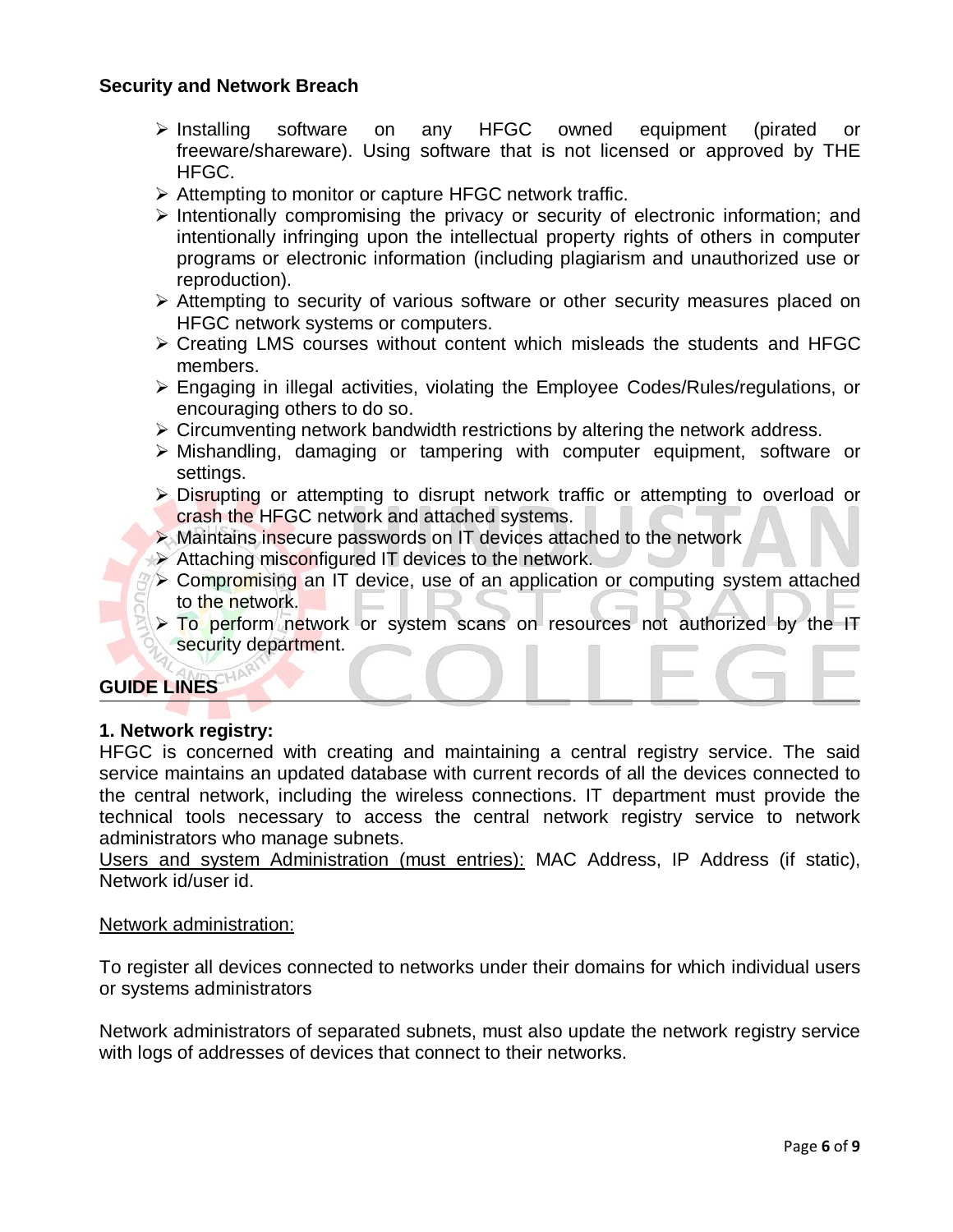**Security and Network Breach**

- Installing software on any HFGC owned equipment (pirated or freeware/shareware). Using software that is not licensed or approved by THE HFGC.
- Attempting to monitor or capture HFGC network traffic.
- Intentionally compromising the privacy or security of electronic information; and intentionally infringing upon the intellectual property rights of others in computer programs or electronic information (including plagiarism and unauthorized use or reproduction).
- Attempting to security of various software or other security measures placed on HFGC network systems or computers.
- Creating LMS courses without content which misleads the students and HFGC members.
- Engaging in illegal activities, violating the Employee Codes/Rules/regulations, or encouraging others to do so.
- Circumventing network bandwidth restrictions by altering the network address.
- Mishandling, damaging or tampering with computer equipment, software or settings.
- Disrupting or attempting to disrupt network traffic or attempting to overload or crash the HFGC network and attached systems.
- Maintains insecure passwords on IT devices attached to the network
- Attaching misconfigured IT devices to the network.
- Compromising an IT device, use of an application or computing system attached to the network.
- To perform network or system scans on resources not authorized by the IT security department.

## GUIDE LINES

**1. Network registry:**

HFGC is concerned with creating and maintaining a central registry service. The said service maintains an updated database with current records of all the devices connected to the central network, including the wireless connections. IT department must provide the technical tools necessary to access the central network registry service to network administrators who manage subnets.

<u>Users and system Administration (must entries):</u> MAC Address, IP Address (if static), Network id/user id.

<u>Network administration:</u>

To register all devices connected to networks under their domains for which individual users or systems administrators

Network administrators of separated subnets, must also update the network registry service with logs of addresses of devices that connect to their networks.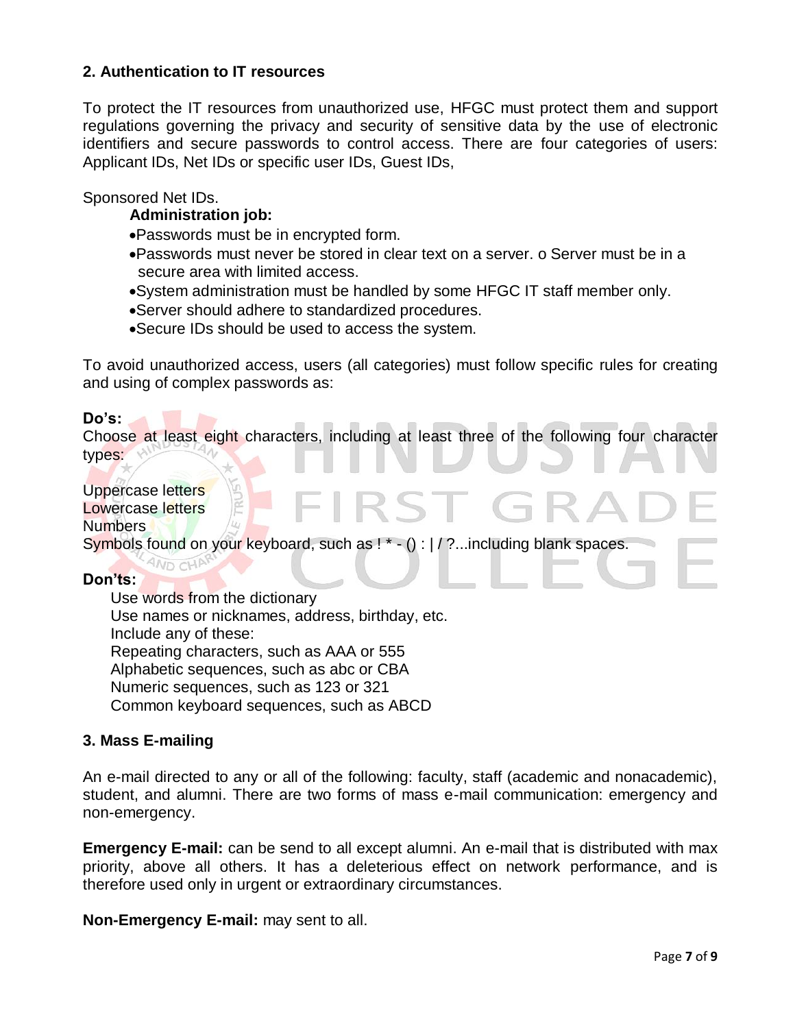## 2. Authentication to IT resources

To protect the IT resources from unauthorized use, HFGC must protect them and support regulations governing the privacy and security of sensitive data by the use of electronic identifiers and secure passwords to control access. There are four categories of users: Applicant IDs, Net IDs or specific user IDs, Guest IDs,

Sponsored Net IDs.

**Administration job:**

- Passwords must be in encrypted form.
- Passwords must never be stored in clear text on a server. o Server must be in a secure area with limited access.
- System administration must be handled by some HFGC IT staff member only.
- Server should adhere to standardized procedures.
- Secure IDs should be used to access the system.

To avoid unauthorized access, users (all categories) must follow specific rules for creating and using of complex passwords as:

**Do's:**

Choose at least eight characters, including at least three of the following four character types:

Uppercase letters
Lowercase letters
Numbers
Symbols found on your keyboard, such as ! * - () : | / ?...including blank spaces.

**Don'ts:**

Use words from the dictionary
Use names or nicknames, address, birthday, etc.
Include any of these:
Repeating characters, such as AAA or 555
Alphabetic sequences, such as abc or CBA
Numeric sequences, such as 123 or 321
Common keyboard sequences, such as ABCD

## 3. Mass E-mailing

An e-mail directed to any or all of the following: faculty, staff (academic and nonacademic), student, and alumni. There are two forms of mass e-mail communication: emergency and non-emergency.

**Emergency E-mail:** can be send to all except alumni. An e-mail that is distributed with max priority, above all others. It has a deleterious effect on network performance, and is therefore used only in urgent or extraordinary circumstances.

**Non-Emergency E-mail:** may sent to all.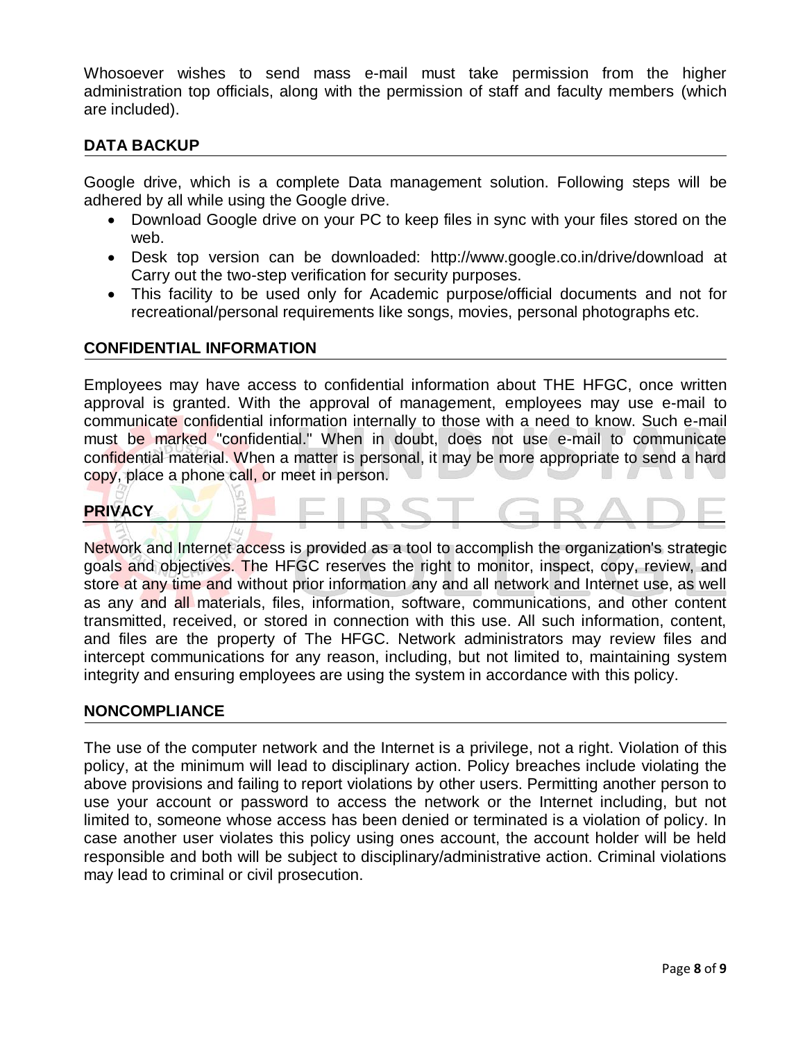Whosoever wishes to send mass e-mail must take permission from the higher administration top officials, along with the permission of staff and faculty members (which are included).

## DATA BACKUP

Google drive, which is a complete Data management solution. Following steps will be adhered by all while using the Google drive.

- Download Google drive on your PC to keep files in sync with your files stored on the web.
- Desk top version can be downloaded: http://www.google.co.in/drive/download at Carry out the two-step verification for security purposes.
- This facility to be used only for Academic purpose/official documents and not for recreational/personal requirements like songs, movies, personal photographs etc.

## CONFIDENTIAL INFORMATION

Employees may have access to confidential information about THE HFGC, once written approval is granted. With the approval of management, employees may use e-mail to communicate confidential information internally to those with a need to know. Such e-mail must be marked "confidential." When in doubt, does not use e-mail to communicate confidential material. When a matter is personal, it may be more appropriate to send a hard copy, place a phone call, or meet in person.

## PRIVACY

Network and Internet access is provided as a tool to accomplish the organization's strategic goals and objectives. The HFGC reserves the right to monitor, inspect, copy, review, and store at any time and without prior information any and all network and Internet use, as well as any and all materials, files, information, software, communications, and other content transmitted, received, or stored in connection with this use. All such information, content, and files are the property of The HFGC. Network administrators may review files and intercept communications for any reason, including, but not limited to, maintaining system integrity and ensuring employees are using the system in accordance with this policy.

## NONCOMPLIANCE

The use of the computer network and the Internet is a privilege, not a right. Violation of this policy, at the minimum will lead to disciplinary action. Policy breaches include violating the above provisions and failing to report violations by other users. Permitting another person to use your account or password to access the network or the Internet including, but not limited to, someone whose access has been denied or terminated is a violation of policy. In case another user violates this policy using ones account, the account holder will be held responsible and both will be subject to disciplinary/administrative action. Criminal violations may lead to criminal or civil prosecution.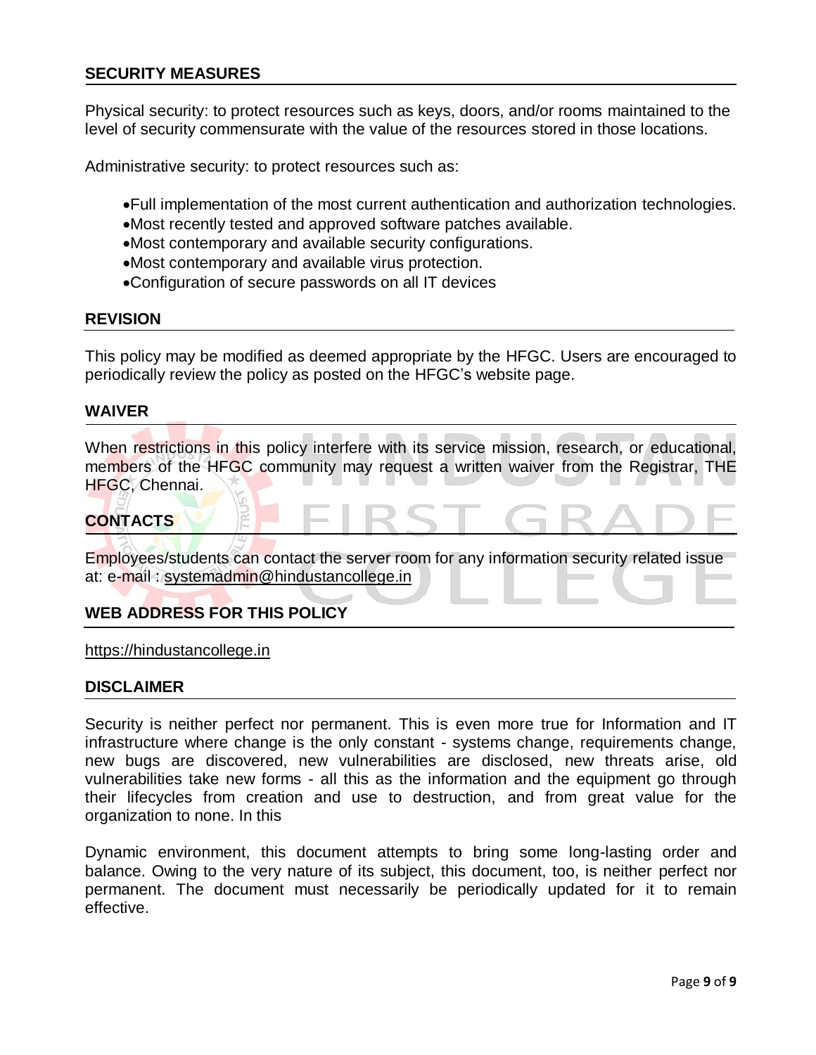## SECURITY MEASURES

Physical security: to protect resources such as keys, doors, and/or rooms maintained to the level of security commensurate with the value of the resources stored in those locations.

Administrative security: to protect resources such as:

- Full implementation of the most current authentication and authorization technologies.
- Most recently tested and approved software patches available.
- Most contemporary and available security configurations.
- Most contemporary and available virus protection.
- Configuration of secure passwords on all IT devices

## REVISION

This policy may be modified as deemed appropriate by the HFGC. Users are encouraged to periodically review the policy as posted on the HFGC's website page.

## WAIVER

When restrictions in this policy interfere with its service mission, research, or educational, members of the HFGC community may request a written waiver from the Registrar, THE HFGC, Chennai.

## CONTACTS

Employees/students can contact the server room for any information security related issue at: e-mail : systemadmin@hindustancollege.in

## WEB ADDRESS FOR THIS POLICY

https://hindustancollege.in

## DISCLAIMER

Security is neither perfect nor permanent. This is even more true for Information and IT infrastructure where change is the only constant - systems change, requirements change, new bugs are discovered, new vulnerabilities are disclosed, new threats arise, old vulnerabilities take new forms - all this as the information and the equipment go through their lifecycles from creation and use to destruction, and from great value for the organization to none. In this

Dynamic environment, this document attempts to bring some long-lasting order and balance. Owing to the very nature of its subject, this document, too, is neither perfect nor permanent. The document must necessarily be periodically updated for it to remain effective.